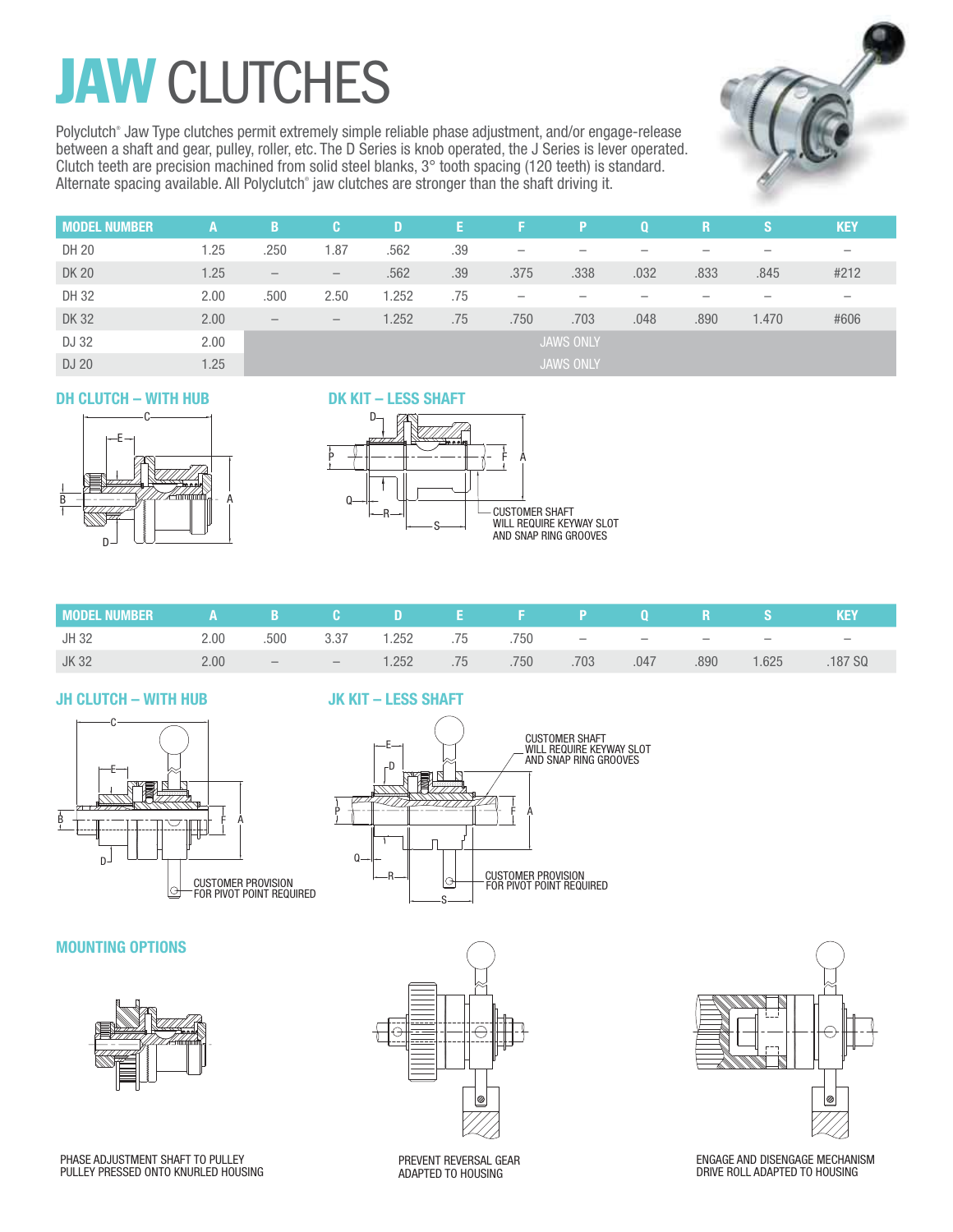# JAW CLUTCHES

Polyclutch® Jaw Type clutches permit extremely simple reliable phase adjustment, and/or engage-release between a shaft and gear, pulley, roller, etc. The D Series is knob operated, the J Series is lever operated. Clutch teeth are precision machined from solid steel blanks, 3° tooth spacing (120 teeth) is standard. Alternate spacing available. All Polyclutch® jaw clutches are stronger than the shaft driving it.

| MODEL NUMBER | A | B | C | D | E | F | P | Q | R | S | KEY |
|---|---|---|---|---|---|---|---|---|---|---|---|
| DH 20 | 1.25 | .250 | 1.87 | .562 | .39 | – | – | – | – | – | – |
| DK 20 | 1.25 | – | – | .562 | .39 | .375 | .338 | .032 | .833 | .845 | #212 |
| DH 32 | 2.00 | .500 | 2.50 | 1.252 | .75 | – | – | – | – | – | – |
| DK 32 | 2.00 | – | – | 1.252 | .75 | .750 | .703 | .048 | .890 | 1.470 | #606 |
| DJ 32 | 2.00 | JAWS ONLY | | | | | | | | | |
| DJ 20 | 1.25 | JAWS ONLY | | | | | | | | | |

## DH CLUTCH – WITH HUB

## DK KIT – LESS SHAFT

CUSTOMER SHAFT WILL REQUIRE KEYWAY SLOT AND SNAP RING GROOVES

| MODEL NUMBER | A | B | C | D | E | F | P | Q | R | S | KEY |
|---|---|---|---|---|---|---|---|---|---|---|---|
| JH 32 | 2.00 | .500 | 3.37 | 1.252 | .75 | .750 | – | – | – | – | – |
| JK 32 | 2.00 | – | – | 1.252 | .75 | .750 | .703 | .047 | .890 | 1.625 | .187 SQ |

## JH CLUTCH – WITH HUB

CUSTOMER PROVISION FOR PIVOT POINT REQUIRED

## JK KIT – LESS SHAFT

CUSTOMER SHAFT WILL REQUIRE KEYWAY SLOT AND SNAP RING GROOVES

CUSTOMER PROVISION FOR PIVOT POINT REQUIRED

## MOUNTING OPTIONS

PHASE ADJUSTMENT SHAFT TO PULLEY
PULLEY PRESSED ONTO KNURLED HOUSING

PREVENT REVERSAL GEAR
ADAPTED TO HOUSING

ENGAGE AND DISENGAGE MECHANISM
DRIVE ROLL ADAPTED TO HOUSING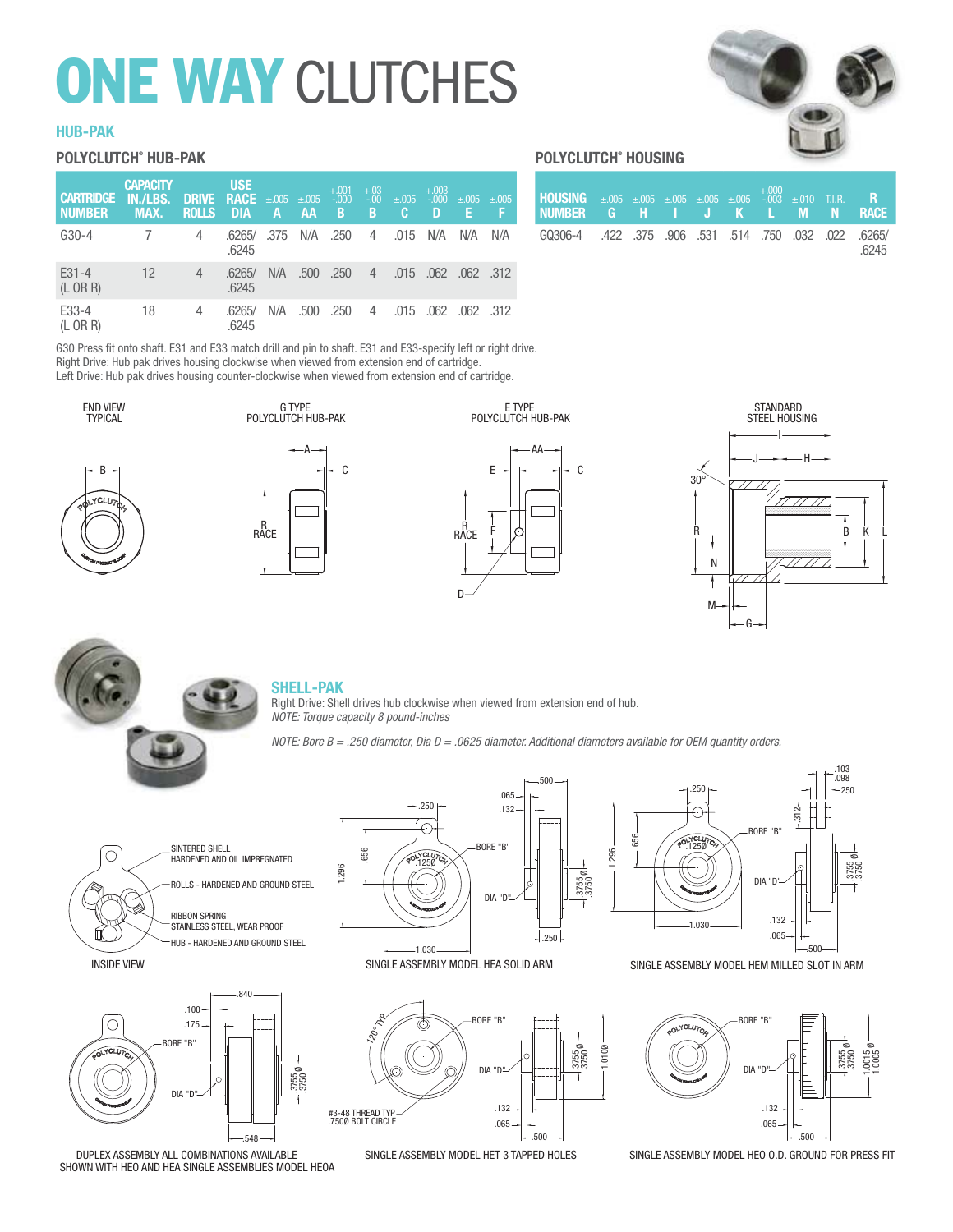# ONE WAY CLUTCHES

## HUB-PAK

### POLYCLUTCH® HUB-PAK

| CARTRIDGE NUMBER | CAPACITY IN./LBS. MAX. | DRIVE ROLLS | USE RACE DIA | ±.005 A | ±.005 AA | +.001 -.000 B | +.03 -.00 B | ±.005 C | +.003 -.000 D | ±.005 E | ±.005 F |
|---|---|---|---|---|---|---|---|---|---|---|---|
| G30-4 | 7 | 4 | .6265/ .6245 | .375 | N/A | .250 | 4 | .015 | N/A | N/A | N/A |
| E31-4 (L OR R) | 12 | 4 | .6265/ .6245 | N/A | .500 | .250 | 4 | .015 | .062 | .062 | .312 |
| E33-4 (L OR R) | 18 | 4 | .6265/ .6245 | N/A | .500 | .250 | 4 | .015 | .062 | .062 | .312 |

G30 Press fit onto shaft. E31 and E33 match drill and pin to shaft. E31 and E33-specify left or right drive.
Right Drive: Hub pak drives housing clockwise when viewed from extension end of cartridge.
Left Drive: Hub pak drives housing counter-clockwise when viewed from extension end of cartridge.

### POLYCLUTCH® HOUSING

| HOUSING NUMBER | ±.005 G | ±.005 H | ±.005 I | ±.005 J | ±.005 K | +.000 -.003 L | ±.010 M | T.I.R. N | R RACE |
|---|---|---|---|---|---|---|---|---|---|
| GQ306-4 | .422 | .375 | .906 | .531 | .514 | .750 | .032 | .022 | .6265/ .6245 |

END VIEW TYPICAL

G TYPE POLYCLUTCH HUB-PAK

E TYPE POLYCLUTCH HUB-PAK

STANDARD STEEL HOUSING

## SHELL-PAK

Right Drive: Shell drives hub clockwise when viewed from extension end of hub.
*NOTE: Torque capacity 8 pound-inches*

*NOTE: Bore B = .250 diameter, Dia D = .0625 diameter. Additional diameters available for OEM quantity orders.*

SINTERED SHELL HARDENED AND OIL IMPREGNATED
ROLLS - HARDENED AND GROUND STEEL
RIBBON SPRING STAINLESS STEEL, WEAR PROOF
HUB - HARDENED AND GROUND STEEL

INSIDE VIEW

SINGLE ASSEMBLY MODEL HEA SOLID ARM

SINGLE ASSEMBLY MODEL HEM MILLED SLOT IN ARM

DUPLEX ASSEMBLY ALL COMBINATIONS AVAILABLE SHOWN WITH HEO AND HEA SINGLE ASSEMBLIES MODEL HEOA

SINGLE ASSEMBLY MODEL HET 3 TAPPED HOLES

SINGLE ASSEMBLY MODEL HEO O.D. GROUND FOR PRESS FIT